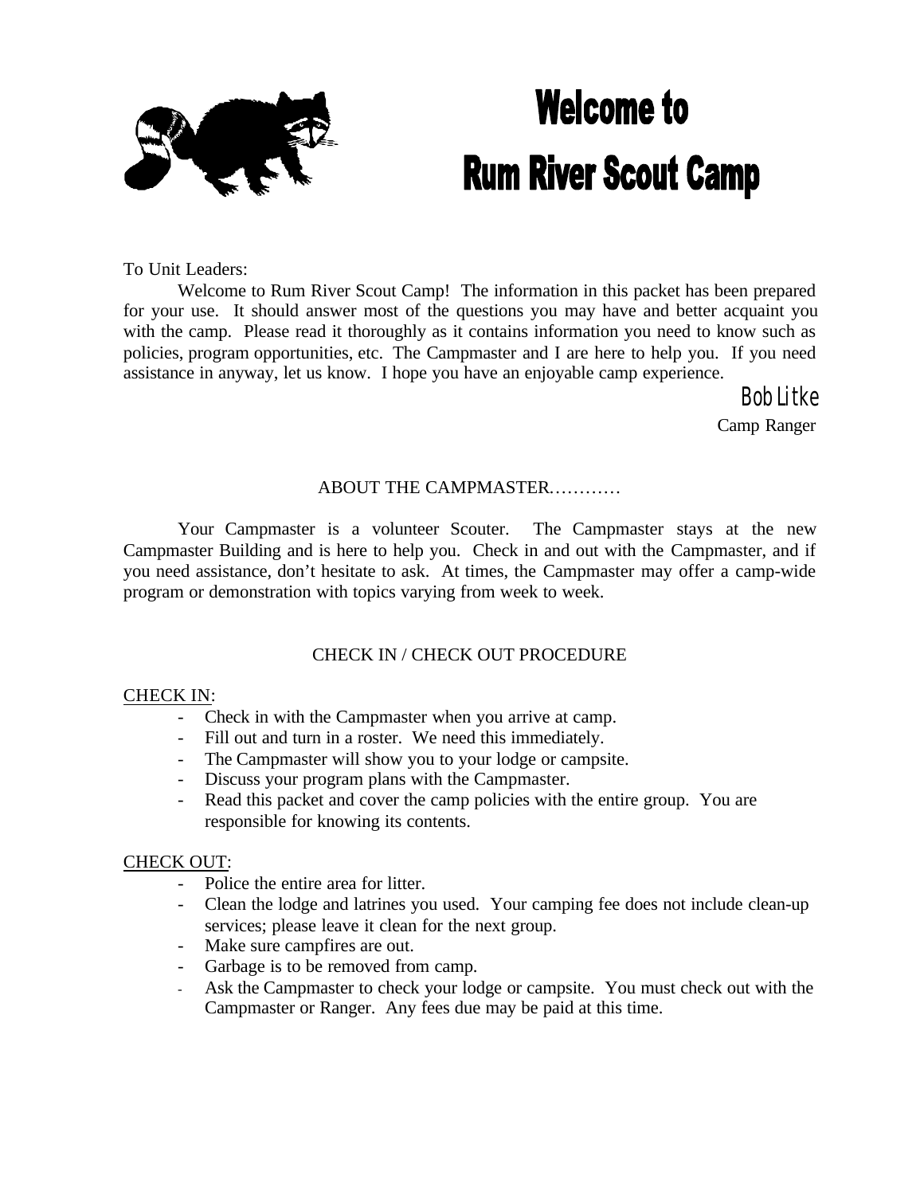# Welcome to Rum River Scout Camp

To Unit Leaders:

Welcome to Rum River Scout Camp! The information in this packet has been prepared for your use. It should answer most of the questions you may have and better acquaint you with the camp. Please read it thoroughly as it contains information you need to know such as policies, program opportunities, etc. The Campmaster and I are here to help you. If you need assistance in anyway, let us know. I hope you have an enjoyable camp experience.

Bob Litke
Camp Ranger

## ABOUT THE CAMPMASTER…………

Your Campmaster is a volunteer Scouter. The Campmaster stays at the new Campmaster Building and is here to help you. Check in and out with the Campmaster, and if you need assistance, don't hesitate to ask. At times, the Campmaster may offer a camp-wide program or demonstration with topics varying from week to week.

## CHECK IN / CHECK OUT PROCEDURE

CHECK IN:

- Check in with the Campmaster when you arrive at camp.
- Fill out and turn in a roster. We need this immediately.
- The Campmaster will show you to your lodge or campsite.
- Discuss your program plans with the Campmaster.
- Read this packet and cover the camp policies with the entire group. You are responsible for knowing its contents.

CHECK OUT:

- Police the entire area for litter.
- Clean the lodge and latrines you used. Your camping fee does not include clean-up services; please leave it clean for the next group.
- Make sure campfires are out.
- Garbage is to be removed from camp.
- Ask the Campmaster to check your lodge or campsite. You must check out with the Campmaster or Ranger. Any fees due may be paid at this time.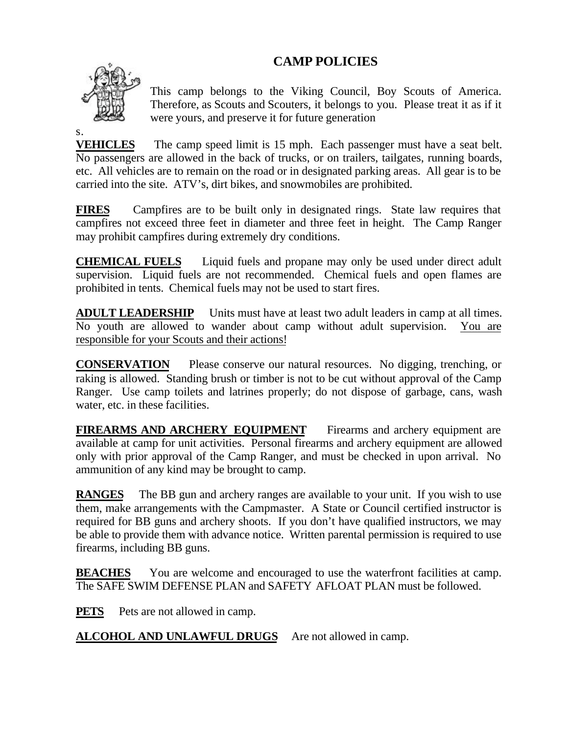# CAMP POLICIES

This camp belongs to the Viking Council, Boy Scouts of America. Therefore, as Scouts and Scouters, it belongs to you. Please treat it as if it were yours, and preserve it for future generations.

**VEHICLES** The camp speed limit is 15 mph. Each passenger must have a seat belt. No passengers are allowed in the back of trucks, or on trailers, tailgates, running boards, etc. All vehicles are to remain on the road or in designated parking areas. All gear is to be carried into the site. ATV's, dirt bikes, and snowmobiles are prohibited.

**FIRES** Campfires are to be built only in designated rings. State law requires that campfires not exceed three feet in diameter and three feet in height. The Camp Ranger may prohibit campfires during extremely dry conditions.

**CHEMICAL FUELS** Liquid fuels and propane may only be used under direct adult supervision. Liquid fuels are not recommended. Chemical fuels and open flames are prohibited in tents. Chemical fuels may not be used to start fires.

**ADULT LEADERSHIP** Units must have at least two adult leaders in camp at all times. No youth are allowed to wander about camp without adult supervision. You are responsible for your Scouts and their actions!

**CONSERVATION** Please conserve our natural resources. No digging, trenching, or raking is allowed. Standing brush or timber is not to be cut without approval of the Camp Ranger. Use camp toilets and latrines properly; do not dispose of garbage, cans, wash water, etc. in these facilities.

**FIREARMS AND ARCHERY EQUIPMENT** Firearms and archery equipment are available at camp for unit activities. Personal firearms and archery equipment are allowed only with prior approval of the Camp Ranger, and must be checked in upon arrival. No ammunition of any kind may be brought to camp.

**RANGES** The BB gun and archery ranges are available to your unit. If you wish to use them, make arrangements with the Campmaster. A State or Council certified instructor is required for BB guns and archery shoots. If you don't have qualified instructors, we may be able to provide them with advance notice. Written parental permission is required to use firearms, including BB guns.

**BEACHES** You are welcome and encouraged to use the waterfront facilities at camp. The SAFE SWIM DEFENSE PLAN and SAFETY AFLOAT PLAN must be followed.

**PETS** Pets are not allowed in camp.

**ALCOHOL AND UNLAWFUL DRUGS** Are not allowed in camp.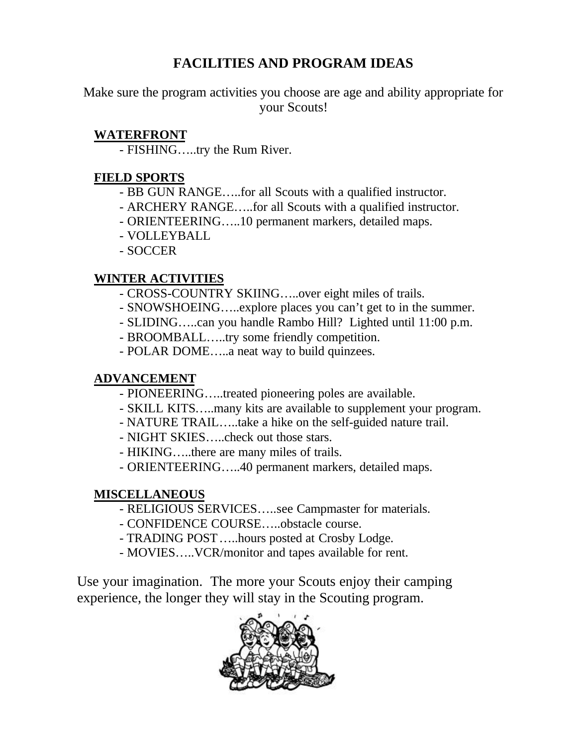# FACILITIES AND PROGRAM IDEAS

Make sure the program activities you choose are age and ability appropriate for your Scouts!

**WATERFRONT**

- FISHING…..try the Rum River.

**FIELD SPORTS**

- BB GUN RANGE…..for all Scouts with a qualified instructor.
- ARCHERY RANGE…..for all Scouts with a qualified instructor.
- ORIENTEERING…..10 permanent markers, detailed maps.
- VOLLEYBALL
- SOCCER

**WINTER ACTIVITIES**

- CROSS-COUNTRY SKIING…..over eight miles of trails.
- SNOWSHOEING…..explore places you can't get to in the summer.
- SLIDING…..can you handle Rambo Hill? Lighted until 11:00 p.m.
- BROOMBALL…..try some friendly competition.
- POLAR DOME…..a neat way to build quinzees.

**ADVANCEMENT**

- PIONEERING…..treated pioneering poles are available.
- SKILL KITS…..many kits are available to supplement your program.
- NATURE TRAIL…..take a hike on the self-guided nature trail.
- NIGHT SKIES…..check out those stars.
- HIKING…..there are many miles of trails.
- ORIENTEERING…..40 permanent markers, detailed maps.

**MISCELLANEOUS**

- RELIGIOUS SERVICES…..see Campmaster for materials.
- CONFIDENCE COURSE…..obstacle course.
- TRADING POST…..hours posted at Crosby Lodge.
- MOVIES…..VCR/monitor and tapes available for rent.

Use your imagination. The more your Scouts enjoy their camping experience, the longer they will stay in the Scouting program.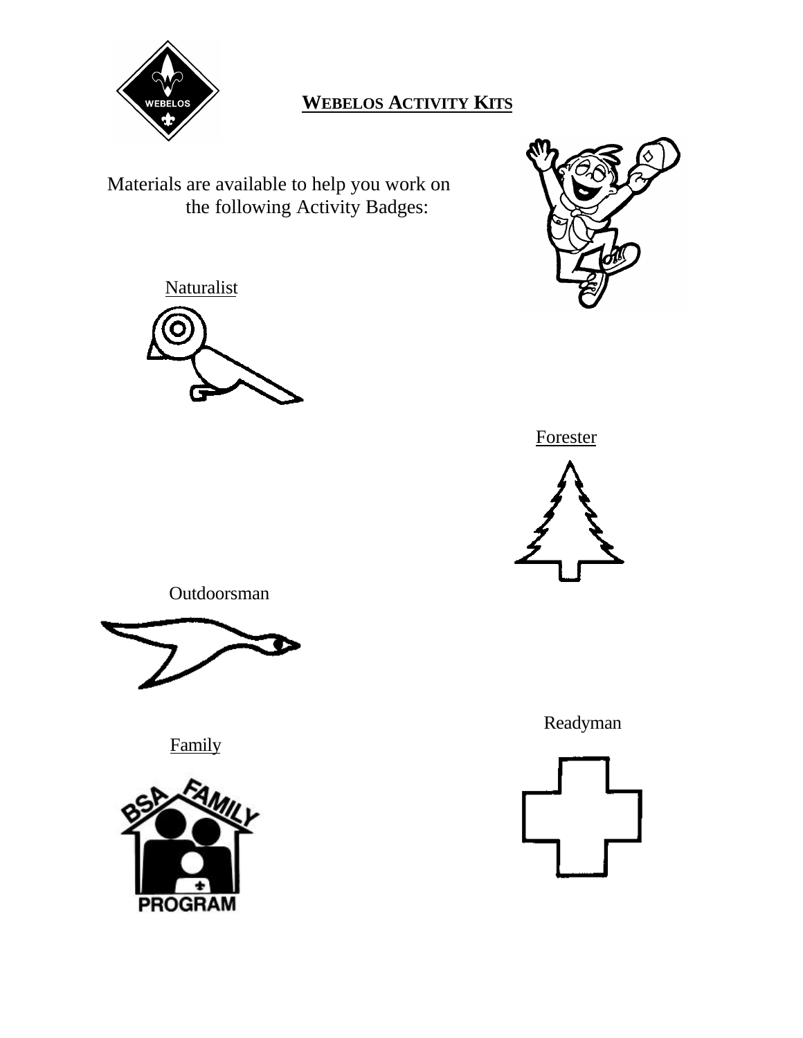# WEBELOS ACTIVITY KITS

Materials are available to help you work on the following Activity Badges:

Naturalist

Forester

Outdoorsman

Readyman

Family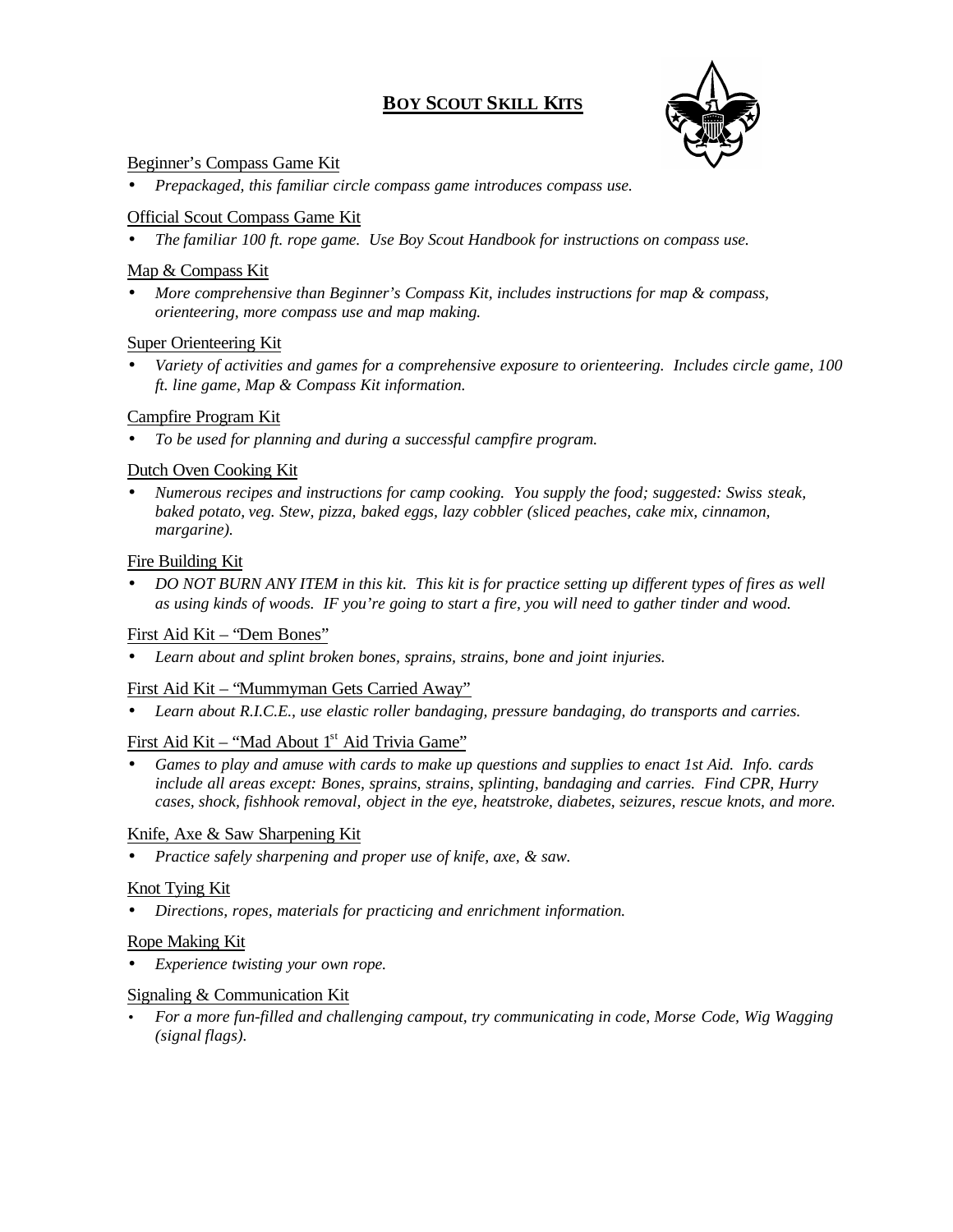# **BOY SCOUT SKILL KITS**

Beginner's Compass Game Kit

- *Prepackaged, this familiar circle compass game introduces compass use.*

Official Scout Compass Game Kit

- *The familiar 100 ft. rope game. Use Boy Scout Handbook for instructions on compass use.*

Map & Compass Kit

- *More comprehensive than Beginner's Compass Kit, includes instructions for map & compass, orienteering, more compass use and map making.*

Super Orienteering Kit

- *Variety of activities and games for a comprehensive exposure to orienteering. Includes circle game, 100 ft. line game, Map & Compass Kit information.*

Campfire Program Kit

- *To be used for planning and during a successful campfire program.*

Dutch Oven Cooking Kit

- *Numerous recipes and instructions for camp cooking. You supply the food; suggested: Swiss steak, baked potato, veg. Stew, pizza, baked eggs, lazy cobbler (sliced peaches, cake mix, cinnamon, margarine).*

Fire Building Kit

- *DO NOT BURN ANY ITEM in this kit. This kit is for practice setting up different types of fires as well as using kinds of woods. IF you're going to start a fire, you will need to gather tinder and wood.*

First Aid Kit – "Dem Bones"

- *Learn about and splint broken bones, sprains, strains, bone and joint injuries.*

First Aid Kit – "Mummyman Gets Carried Away"

- *Learn about R.I.C.E., use elastic roller bandaging, pressure bandaging, do transports and carries.*

First Aid Kit – "Mad About 1st Aid Trivia Game"

- *Games to play and amuse with cards to make up questions and supplies to enact 1st Aid. Info. cards include all areas except: Bones, sprains, strains, splinting, bandaging and carries. Find CPR, Hurry cases, shock, fishhook removal, object in the eye, heatstroke, diabetes, seizures, rescue knots, and more.*

Knife, Axe & Saw Sharpening Kit

- *Practice safely sharpening and proper use of knife, axe, & saw.*

Knot Tying Kit

- *Directions, ropes, materials for practicing and enrichment information.*

Rope Making Kit

- *Experience twisting your own rope.*

Signaling & Communication Kit

- *For a more fun-filled and challenging campout, try communicating in code, Morse Code, Wig Wagging (signal flags).*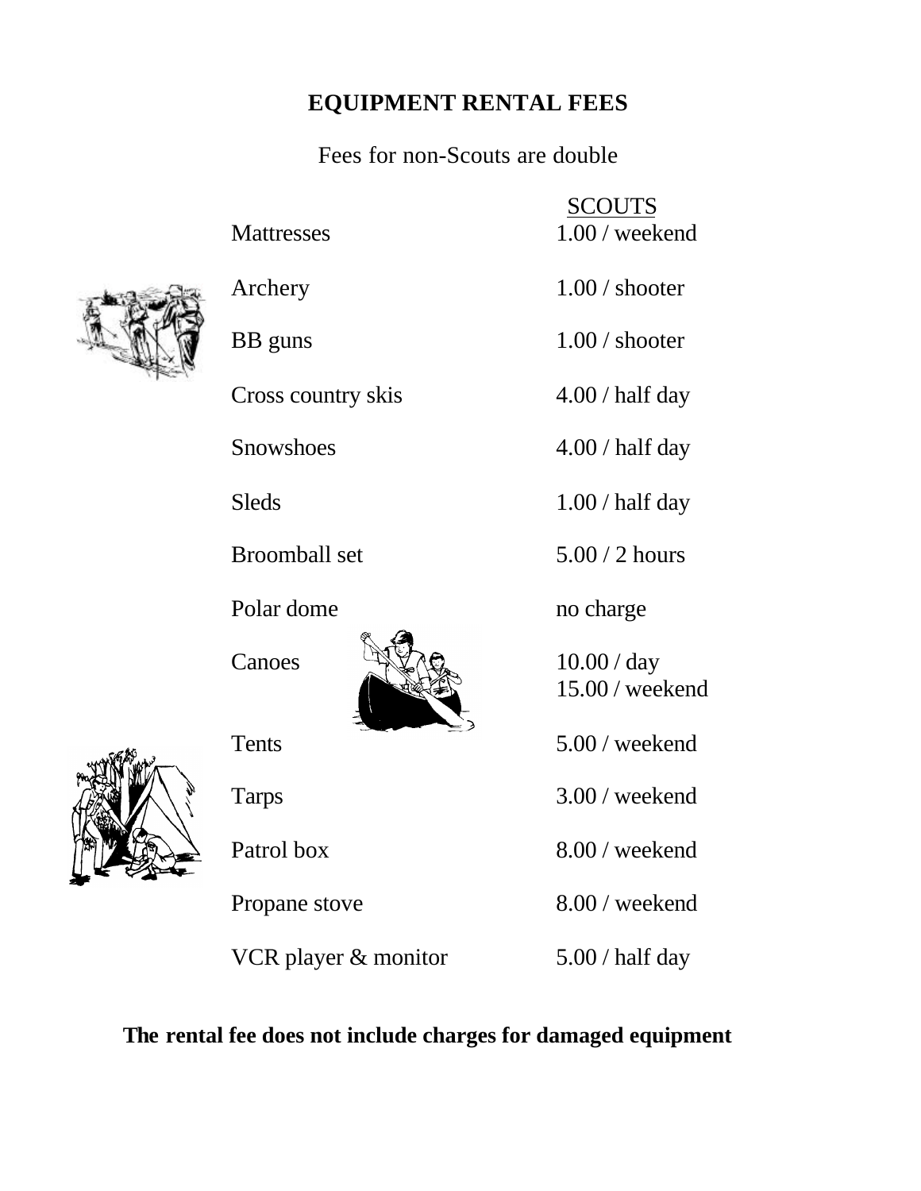# EQUIPMENT RENTAL FEES

Fees for non-Scouts are double

| | SCOUTS |
|---|---|
| Mattresses | 1.00 / weekend |
| Archery | 1.00 / shooter |
| BB guns | 1.00 / shooter |
| Cross country skis | 4.00 / half day |
| Snowshoes | 4.00 / half day |
| Sleds | 1.00 / half day |
| Broomball set | 5.00 / 2 hours |
| Polar dome | no charge |
| Canoes | 10.00 / day<br>15.00 / weekend |
| Tents | 5.00 / weekend |
| Tarps | 3.00 / weekend |
| Patrol box | 8.00 / weekend |
| Propane stove | 8.00 / weekend |
| VCR player & monitor | 5.00 / half day |

**The rental fee does not include charges for damaged equipment**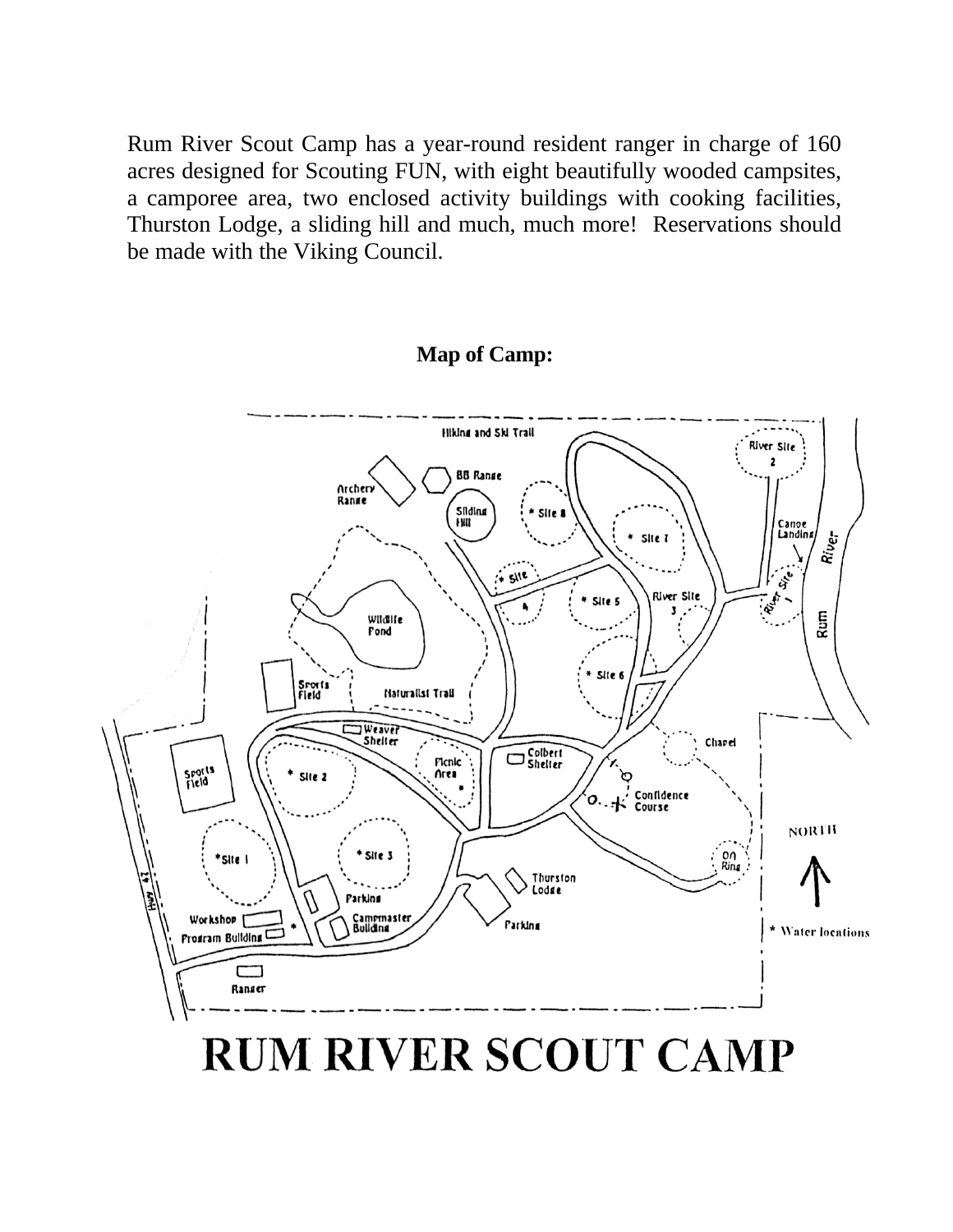Rum River Scout Camp has a year-round resident ranger in charge of 160 acres designed for Scouting FUN, with eight beautifully wooded campsites, a camporee area, two enclosed activity buildings with cooking facilities, Thurston Lodge, a sliding hill and much, much more! Reservations should be made with the Viking Council.

**Map of Camp:**

# RUM RIVER SCOUT CAMP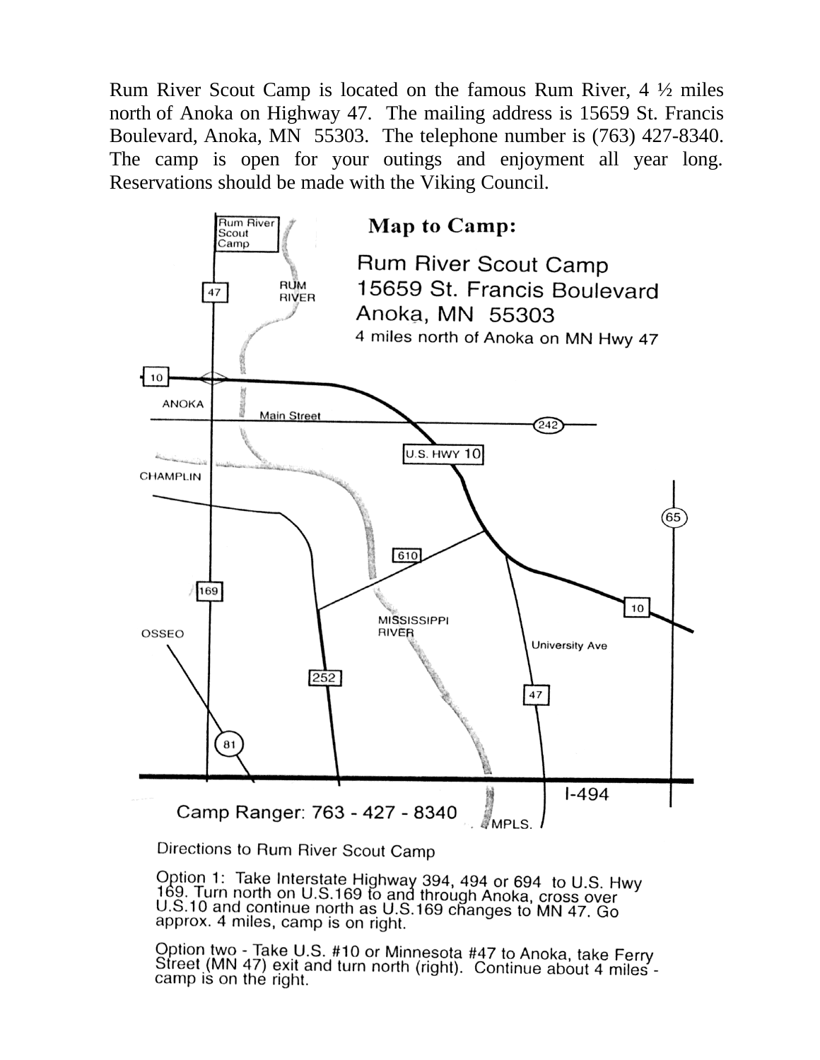Rum River Scout Camp is located on the famous Rum River, 4 ½ miles north of Anoka on Highway 47. The mailing address is 15659 St. Francis Boulevard, Anoka, MN 55303. The telephone number is (763) 427-8340. The camp is open for your outings and enjoyment all year long. Reservations should be made with the Viking Council.

**Map to Camp:**

Rum River Scout Camp
15659 St. Francis Boulevard
Anoka, MN 55303
4 miles north of Anoka on MN Hwy 47

Rum River Scout Camp
47
RUM RIVER
10
ANOKA
Main Street
242
U.S. HWY 10
CHAMPLIN
65
610
169
10
MISSISSIPPI RIVER
OSSEO
University Ave
252
47
81
I-494
MPLS.

Camp Ranger: 763 - 427 - 8340

Directions to Rum River Scout Camp

Option 1: Take Interstate Highway 394, 494 or 694 to U.S. Hwy 169. Turn north on U.S.169 to and through Anoka, cross over U.S.10 and continue north as U.S.169 changes to MN 47. Go approx. 4 miles, camp is on right.

Option two - Take U.S. #10 or Minnesota #47 to Anoka, take Ferry Street (MN 47) exit and turn north (right). Continue about 4 miles - camp is on the right.